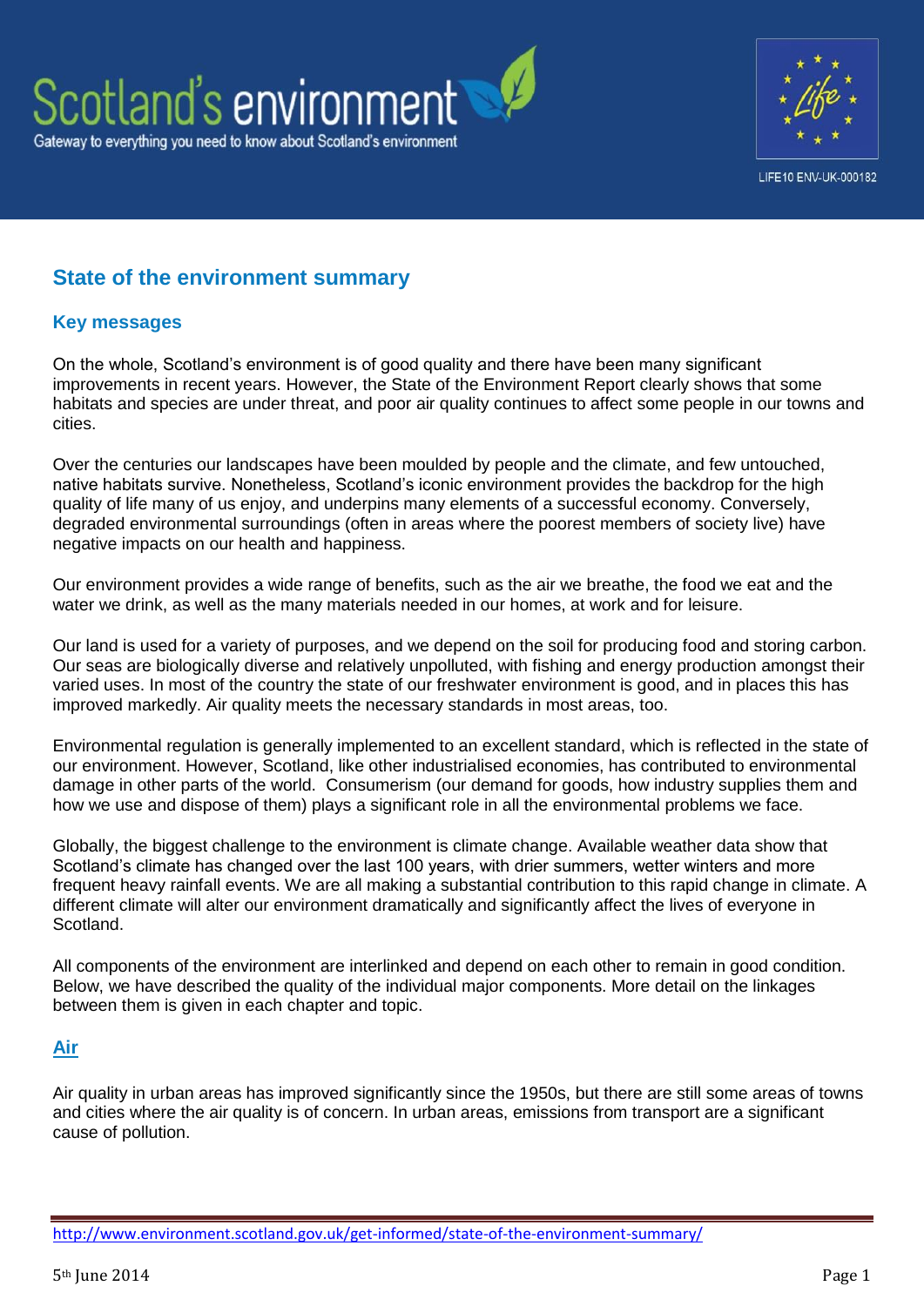Scotland's environment

Gateway to everything you need to know about Scotland's environment

LIFE10 ENV-UK-000182

# State of the environment summary

## Key messages

On the whole, Scotland's environment is of good quality and there have been many significant improvements in recent years. However, the State of the Environment Report clearly shows that some habitats and species are under threat, and poor air quality continues to affect some people in our towns and cities.

Over the centuries our landscapes have been moulded by people and the climate, and few untouched, native habitats survive. Nonetheless, Scotland's iconic environment provides the backdrop for the high quality of life many of us enjoy, and underpins many elements of a successful economy. Conversely, degraded environmental surroundings (often in areas where the poorest members of society live) have negative impacts on our health and happiness.

Our environment provides a wide range of benefits, such as the air we breathe, the food we eat and the water we drink, as well as the many materials needed in our homes, at work and for leisure.

Our land is used for a variety of purposes, and we depend on the soil for producing food and storing carbon. Our seas are biologically diverse and relatively unpolluted, with fishing and energy production amongst their varied uses. In most of the country the state of our freshwater environment is good, and in places this has improved markedly. Air quality meets the necessary standards in most areas, too.

Environmental regulation is generally implemented to an excellent standard, which is reflected in the state of our environment. However, Scotland, like other industrialised economies, has contributed to environmental damage in other parts of the world. Consumerism (our demand for goods, how industry supplies them and how we use and dispose of them) plays a significant role in all the environmental problems we face.

Globally, the biggest challenge to the environment is climate change. Available weather data show that Scotland's climate has changed over the last 100 years, with drier summers, wetter winters and more frequent heavy rainfall events. We are all making a substantial contribution to this rapid change in climate. A different climate will alter our environment dramatically and significantly affect the lives of everyone in Scotland.

All components of the environment are interlinked and depend on each other to remain in good condition. Below, we have described the quality of the individual major components. More detail on the linkages between them is given in each chapter and topic.

## Air

Air quality in urban areas has improved significantly since the 1950s, but there are still some areas of towns and cities where the air quality is of concern. In urban areas, emissions from transport are a significant cause of pollution.

http://www.environment.scotland.gov.uk/get-informed/state-of-the-environment-summary/

5th June 2014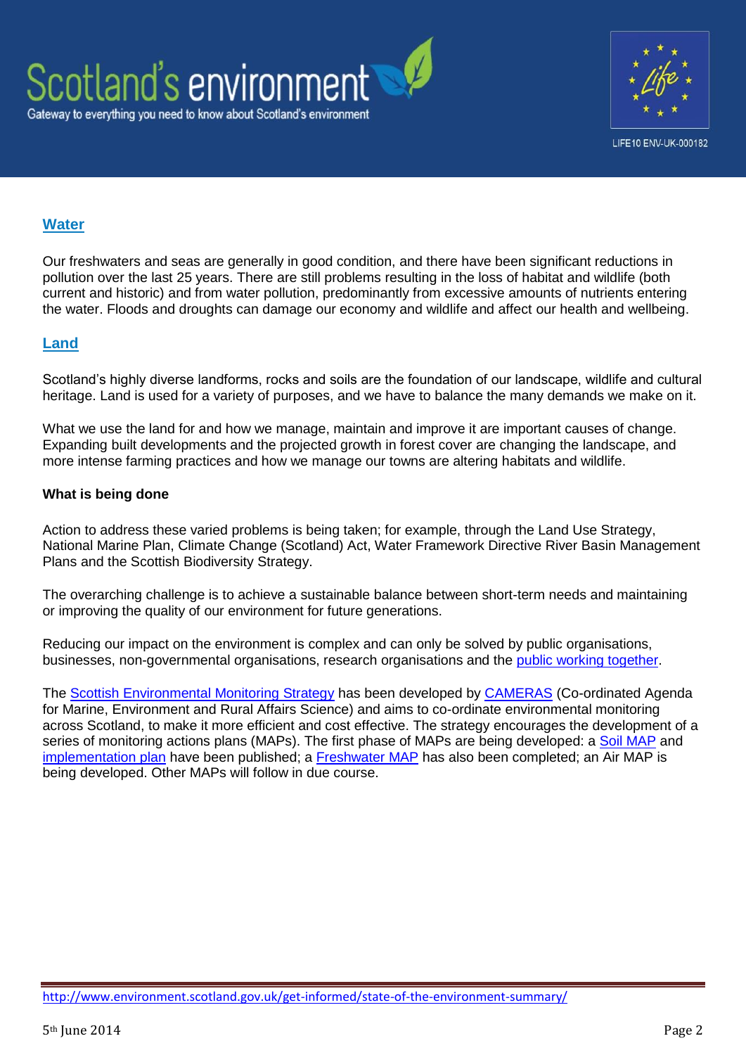## Water

Our freshwaters and seas are generally in good condition, and there have been significant reductions in pollution over the last 25 years. There are still problems resulting in the loss of habitat and wildlife (both current and historic) and from water pollution, predominantly from excessive amounts of nutrients entering the water. Floods and droughts can damage our economy and wildlife and affect our health and wellbeing.

## Land

Scotland's highly diverse landforms, rocks and soils are the foundation of our landscape, wildlife and cultural heritage. Land is used for a variety of purposes, and we have to balance the many demands we make on it.

What we use the land for and how we manage, maintain and improve it are important causes of change. Expanding built developments and the projected growth in forest cover are changing the landscape, and more intense farming practices and how we manage our towns are altering habitats and wildlife.

**What is being done**

Action to address these varied problems is being taken; for example, through the Land Use Strategy, National Marine Plan, Climate Change (Scotland) Act, Water Framework Directive River Basin Management Plans and the Scottish Biodiversity Strategy.

The overarching challenge is to achieve a sustainable balance between short-term needs and maintaining or improving the quality of our environment for future generations.

Reducing our impact on the environment is complex and can only be solved by public organisations, businesses, non-governmental organisations, research organisations and the public working together.

The Scottish Environmental Monitoring Strategy has been developed by CAMERAS (Co-ordinated Agenda for Marine, Environment and Rural Affairs Science) and aims to co-ordinate environmental monitoring across Scotland, to make it more efficient and cost effective. The strategy encourages the development of a series of monitoring actions plans (MAPs). The first phase of MAPs are being developed: a Soil MAP and implementation plan have been published; a Freshwater MAP has also been completed; an Air MAP is being developed. Other MAPs will follow in due course.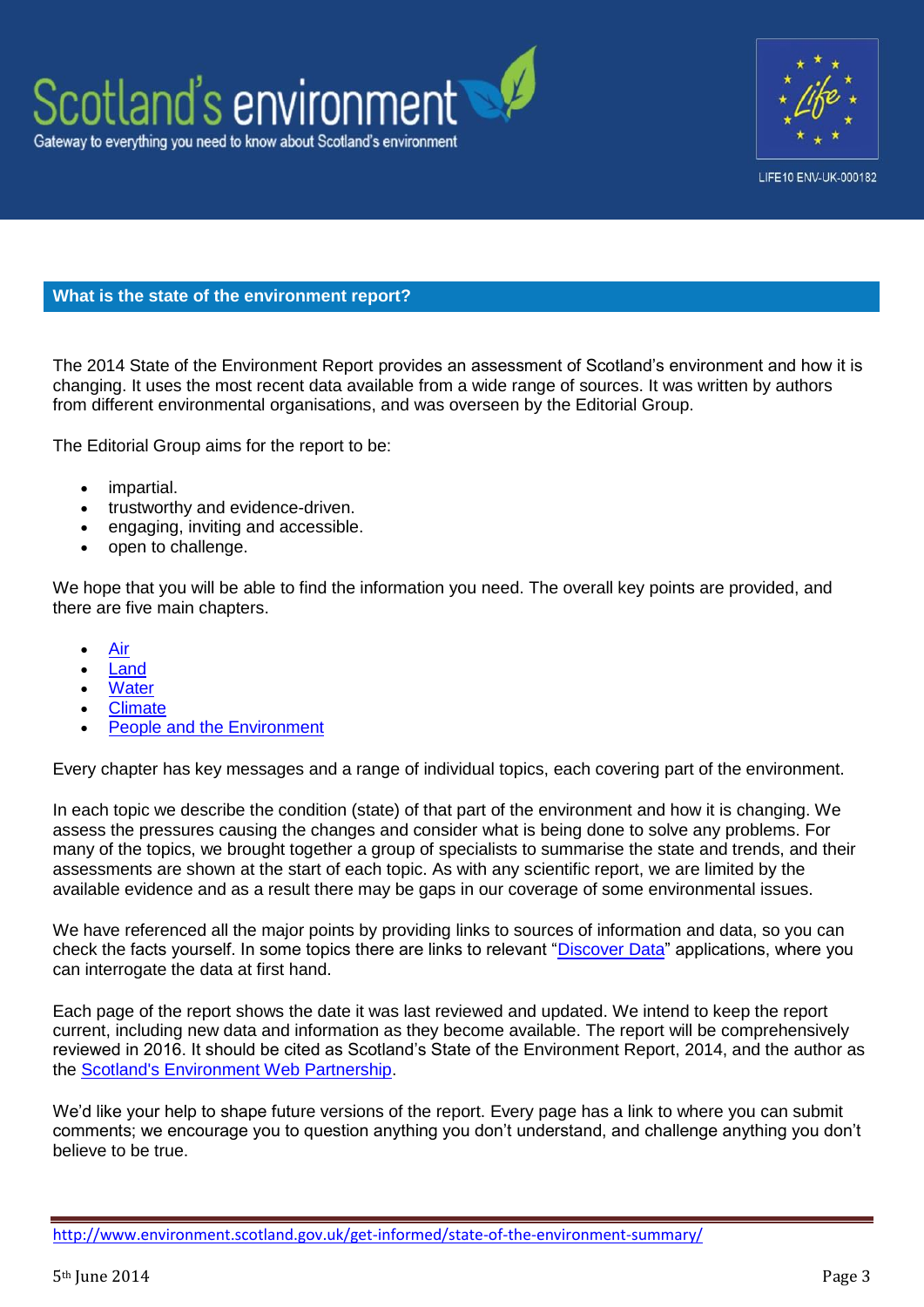## What is the state of the environment report?

The 2014 State of the Environment Report provides an assessment of Scotland's environment and how it is changing. It uses the most recent data available from a wide range of sources. It was written by authors from different environmental organisations, and was overseen by the Editorial Group.

The Editorial Group aims for the report to be:

- impartial.
- trustworthy and evidence-driven.
- engaging, inviting and accessible.
- open to challenge.

We hope that you will be able to find the information you need. The overall key points are provided, and there are five main chapters.

- Air
- Land
- Water
- Climate
- People and the Environment

Every chapter has key messages and a range of individual topics, each covering part of the environment.

In each topic we describe the condition (state) of that part of the environment and how it is changing. We assess the pressures causing the changes and consider what is being done to solve any problems. For many of the topics, we brought together a group of specialists to summarise the state and trends, and their assessments are shown at the start of each topic. As with any scientific report, we are limited by the available evidence and as a result there may be gaps in our coverage of some environmental issues.

We have referenced all the major points by providing links to sources of information and data, so you can check the facts yourself. In some topics there are links to relevant "Discover Data" applications, where you can interrogate the data at first hand.

Each page of the report shows the date it was last reviewed and updated. We intend to keep the report current, including new data and information as they become available. The report will be comprehensively reviewed in 2016. It should be cited as Scotland's State of the Environment Report, 2014, and the author as the Scotland's Environment Web Partnership.

We'd like your help to shape future versions of the report. Every page has a link to where you can submit comments; we encourage you to question anything you don't understand, and challenge anything you don't believe to be true.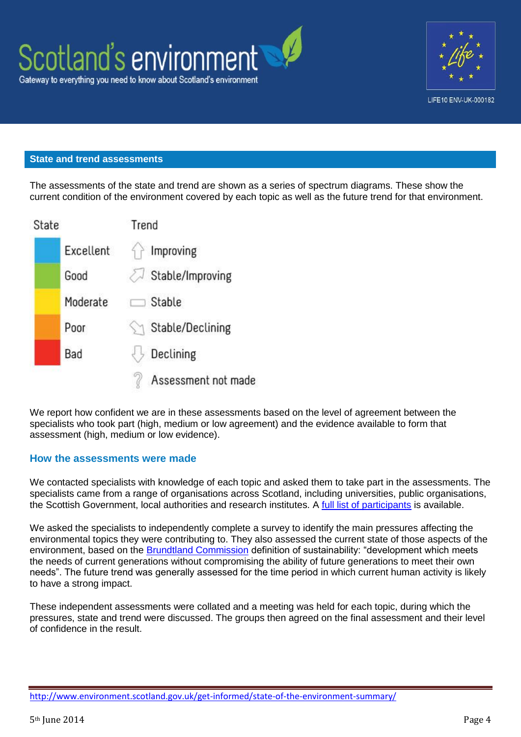## State and trend assessments

The assessments of the state and trend are shown as a series of spectrum diagrams. These show the current condition of the environment covered by each topic as well as the future trend for that environment.

| State | Trend |
|---|---|
| Excellent | Improving |
| Good | Stable/Improving |
| Moderate | Stable |
| Poor | Stable/Declining |
| Bad | Declining |
| | Assessment not made |

We report how confident we are in these assessments based on the level of agreement between the specialists who took part (high, medium or low agreement) and the evidence available to form that assessment (high, medium or low evidence).

### How the assessments were made

We contacted specialists with knowledge of each topic and asked them to take part in the assessments. The specialists came from a range of organisations across Scotland, including universities, public organisations, the Scottish Government, local authorities and research institutes. A full list of participants is available.

We asked the specialists to independently complete a survey to identify the main pressures affecting the environmental topics they were contributing to. They also assessed the current state of those aspects of the environment, based on the Brundtland Commission definition of sustainability: "development which meets the needs of current generations without compromising the ability of future generations to meet their own needs". The future trend was generally assessed for the time period in which current human activity is likely to have a strong impact.

These independent assessments were collated and a meeting was held for each topic, during which the pressures, state and trend were discussed. The groups then agreed on the final assessment and their level of confidence in the result.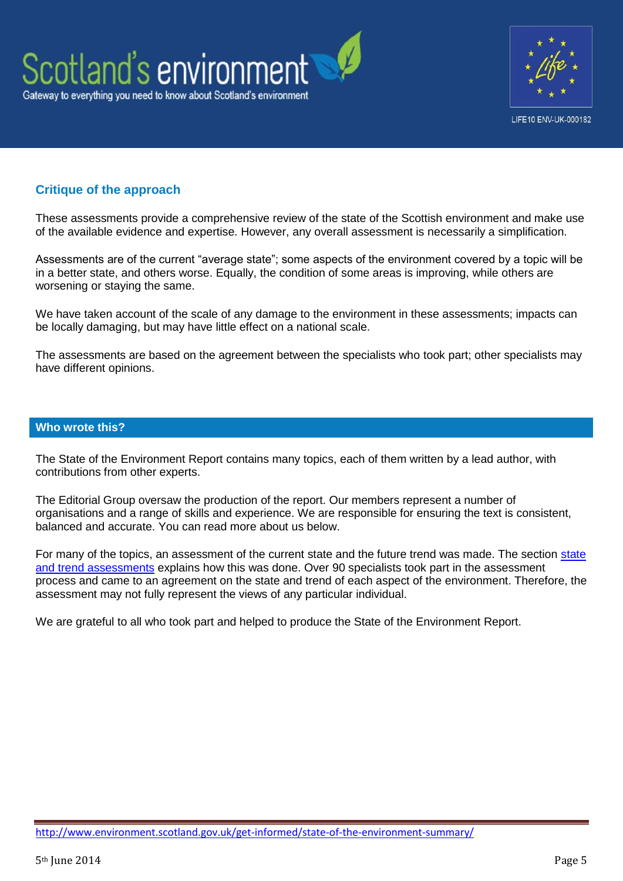## Critique of the approach

These assessments provide a comprehensive review of the state of the Scottish environment and make use of the available evidence and expertise. However, any overall assessment is necessarily a simplification.

Assessments are of the current "average state"; some aspects of the environment covered by a topic will be in a better state, and others worse. Equally, the condition of some areas is improving, while others are worsening or staying the same.

We have taken account of the scale of any damage to the environment in these assessments; impacts can be locally damaging, but may have little effect on a national scale.

The assessments are based on the agreement between the specialists who took part; other specialists may have different opinions.

## Who wrote this?

The State of the Environment Report contains many topics, each of them written by a lead author, with contributions from other experts.

The Editorial Group oversaw the production of the report. Our members represent a number of organisations and a range of skills and experience. We are responsible for ensuring the text is consistent, balanced and accurate. You can read more about us below.

For many of the topics, an assessment of the current state and the future trend was made. The section state and trend assessments explains how this was done. Over 90 specialists took part in the assessment process and came to an agreement on the state and trend of each aspect of the environment. Therefore, the assessment may not fully represent the views of any particular individual.

We are grateful to all who took part and helped to produce the State of the Environment Report.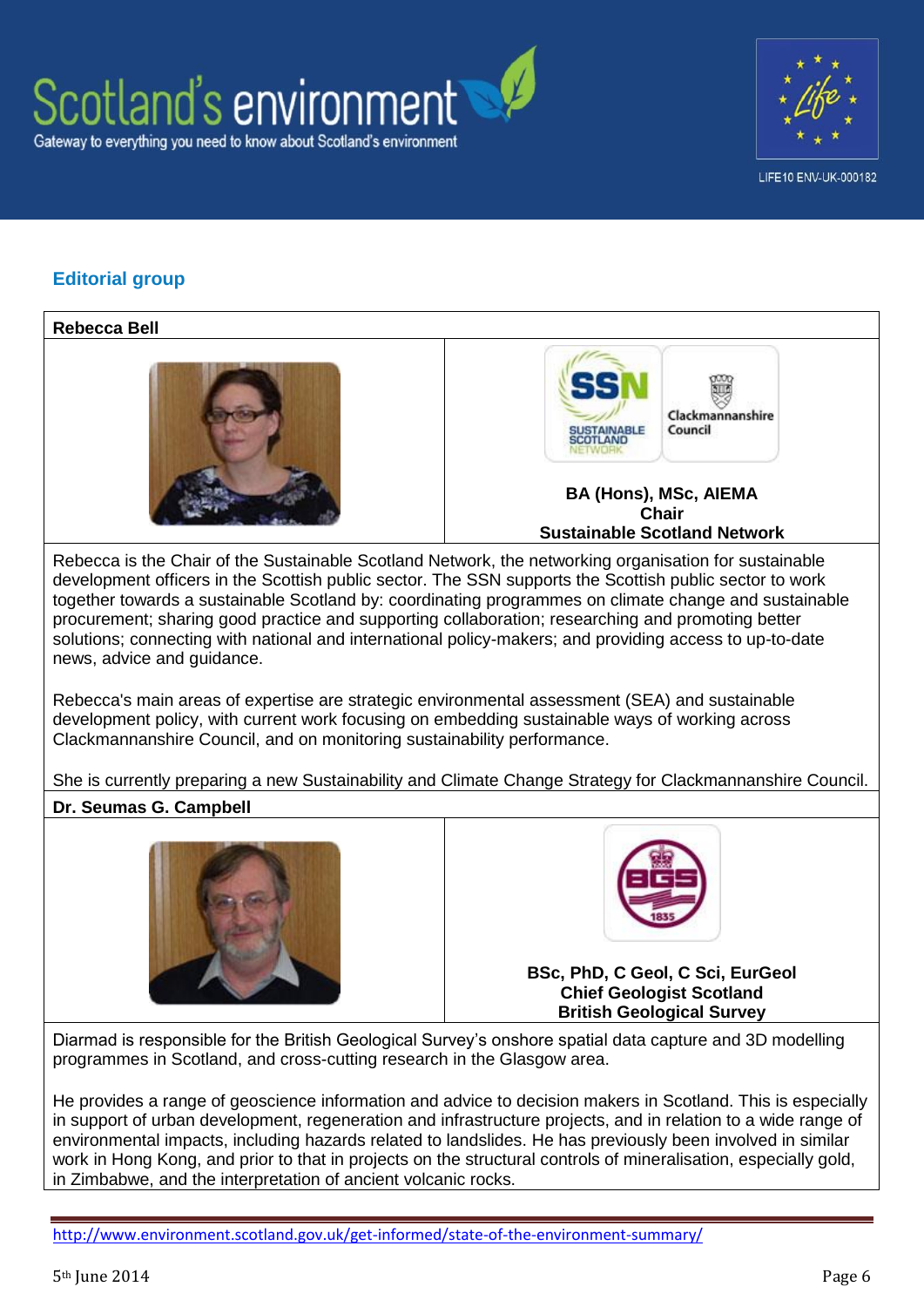## Editorial group

**Rebecca Bell**

**BA (Hons), MSc, AIEMA**
**Chair**
**Sustainable Scotland Network**

Rebecca is the Chair of the Sustainable Scotland Network, the networking organisation for sustainable development officers in the Scottish public sector. The SSN supports the Scottish public sector to work together towards a sustainable Scotland by: coordinating programmes on climate change and sustainable procurement; sharing good practice and supporting collaboration; researching and promoting better solutions; connecting with national and international policy-makers; and providing access to up-to-date news, advice and guidance.

Rebecca's main areas of expertise are strategic environmental assessment (SEA) and sustainable development policy, with current work focusing on embedding sustainable ways of working across Clackmannanshire Council, and on monitoring sustainability performance.

She is currently preparing a new Sustainability and Climate Change Strategy for Clackmannanshire Council.

**Dr. Seumas G. Campbell**

**BSc, PhD, C Geol, C Sci, EurGeol**
**Chief Geologist Scotland**
**British Geological Survey**

Diarmad is responsible for the British Geological Survey's onshore spatial data capture and 3D modelling programmes in Scotland, and cross-cutting research in the Glasgow area.

He provides a range of geoscience information and advice to decision makers in Scotland. This is especially in support of urban development, regeneration and infrastructure projects, and in relation to a wide range of environmental impacts, including hazards related to landslides. He has previously been involved in similar work in Hong Kong, and prior to that in projects on the structural controls of mineralisation, especially gold, in Zimbabwe, and the interpretation of ancient volcanic rocks.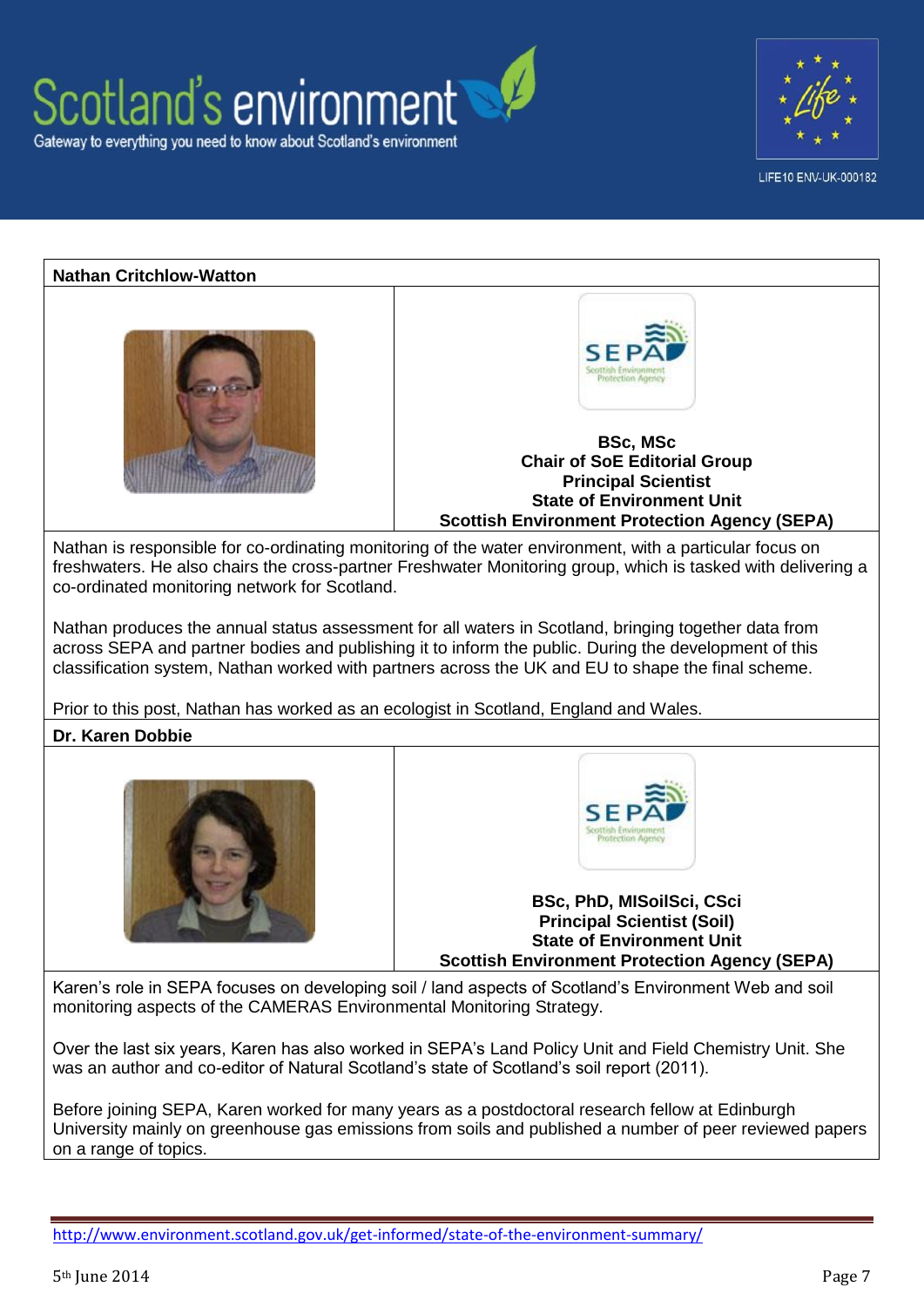**Nathan Critchlow-Watton**

**BSc, MSc**
**Chair of SoE Editorial Group**
**Principal Scientist**
**State of Environment Unit**
**Scottish Environment Protection Agency (SEPA)**

Nathan is responsible for co-ordinating monitoring of the water environment, with a particular focus on freshwaters. He also chairs the cross-partner Freshwater Monitoring group, which is tasked with delivering a co-ordinated monitoring network for Scotland.

Nathan produces the annual status assessment for all waters in Scotland, bringing together data from across SEPA and partner bodies and publishing it to inform the public. During the development of this classification system, Nathan worked with partners across the UK and EU to shape the final scheme.

Prior to this post, Nathan has worked as an ecologist in Scotland, England and Wales.

**Dr. Karen Dobbie**

**BSc, PhD, MISoilSci, CSci**
**Principal Scientist (Soil)**
**State of Environment Unit**
**Scottish Environment Protection Agency (SEPA)**

Karen's role in SEPA focuses on developing soil / land aspects of Scotland's Environment Web and soil monitoring aspects of the CAMERAS Environmental Monitoring Strategy.

Over the last six years, Karen has also worked in SEPA's Land Policy Unit and Field Chemistry Unit. She was an author and co-editor of Natural Scotland's state of Scotland's soil report (2011).

Before joining SEPA, Karen worked for many years as a postdoctoral research fellow at Edinburgh University mainly on greenhouse gas emissions from soils and published a number of peer reviewed papers on a range of topics.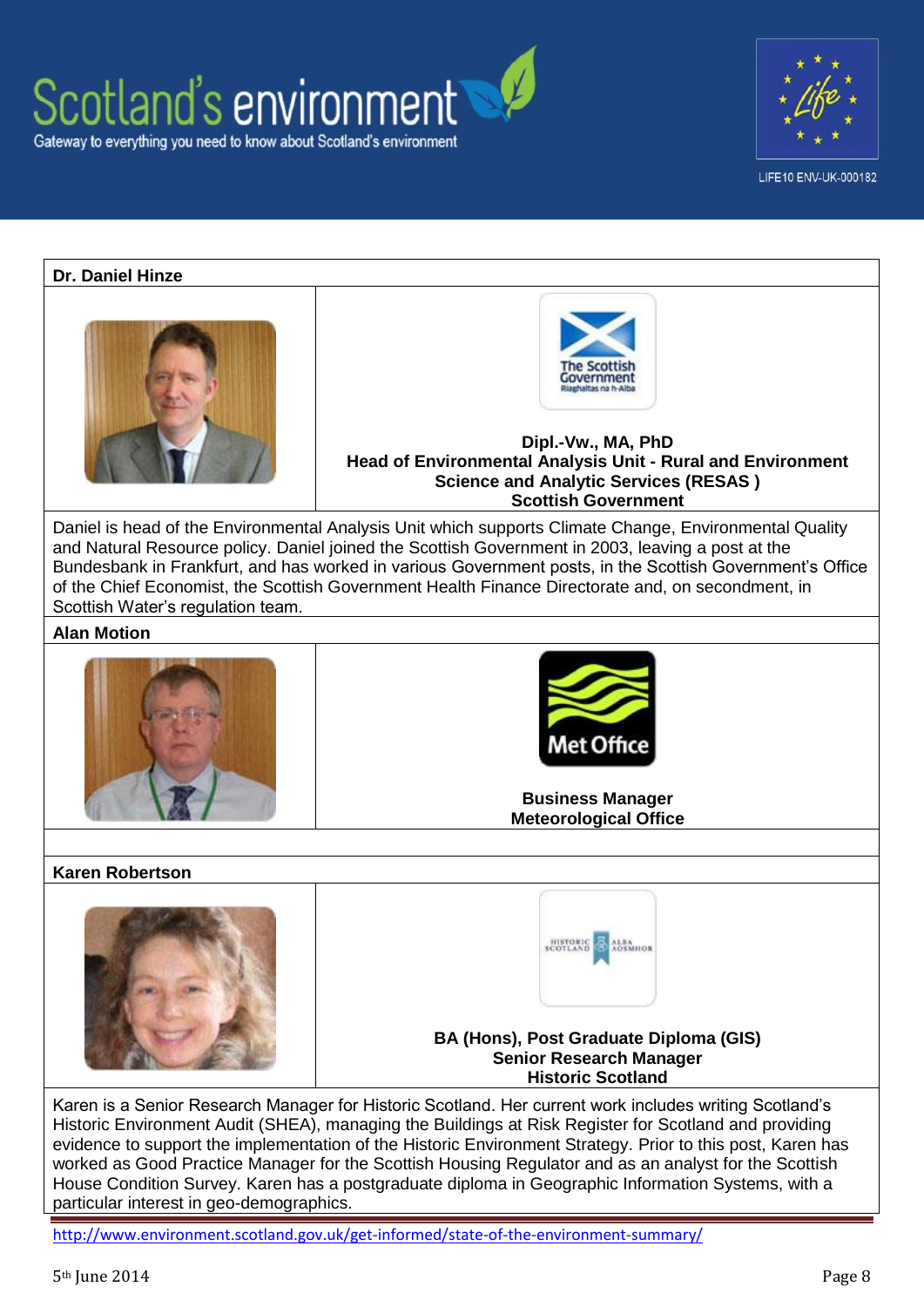**Dr. Daniel Hinze**

**Dipl.-Vw., MA, PhD**
**Head of Environmental Analysis Unit - Rural and Environment Science and Analytic Services (RESAS )**
**Scottish Government**

Daniel is head of the Environmental Analysis Unit which supports Climate Change, Environmental Quality and Natural Resource policy. Daniel joined the Scottish Government in 2003, leaving a post at the Bundesbank in Frankfurt, and has worked in various Government posts, in the Scottish Government's Office of the Chief Economist, the Scottish Government Health Finance Directorate and, on secondment, in Scottish Water's regulation team.

**Alan Motion**

**Business Manager**
**Meteorological Office**

**Karen Robertson**

**BA (Hons), Post Graduate Diploma (GIS)**
**Senior Research Manager**
**Historic Scotland**

Karen is a Senior Research Manager for Historic Scotland. Her current work includes writing Scotland's Historic Environment Audit (SHEA), managing the Buildings at Risk Register for Scotland and providing evidence to support the implementation of the Historic Environment Strategy. Prior to this post, Karen has worked as Good Practice Manager for the Scottish Housing Regulator and as an analyst for the Scottish House Condition Survey. Karen has a postgraduate diploma in Geographic Information Systems, with a particular interest in geo-demographics.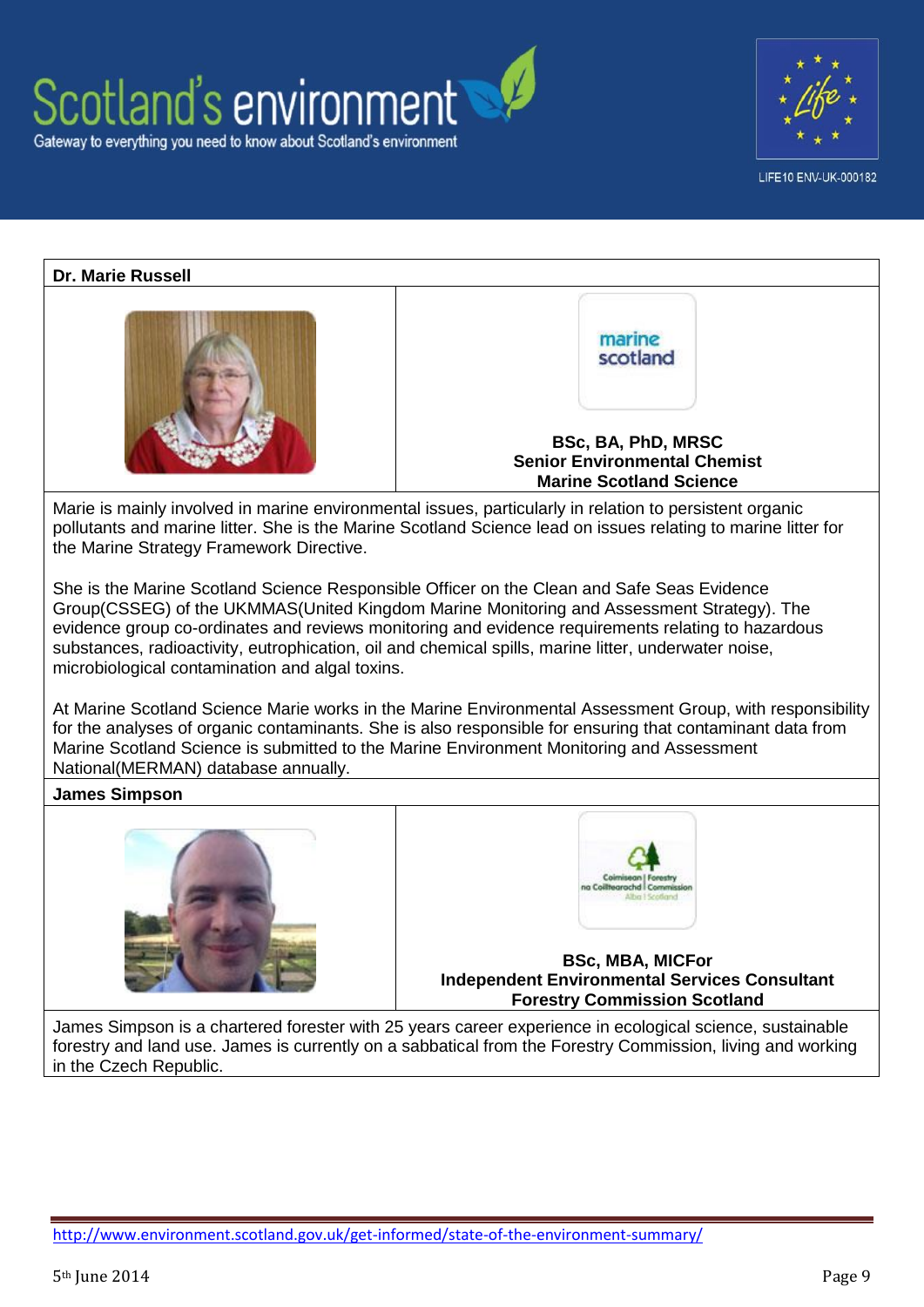**Dr. Marie Russell**

**BSc, BA, PhD, MRSC**
**Senior Environmental Chemist**
**Marine Scotland Science**

Marie is mainly involved in marine environmental issues, particularly in relation to persistent organic pollutants and marine litter. She is the Marine Scotland Science lead on issues relating to marine litter for the Marine Strategy Framework Directive.

She is the Marine Scotland Science Responsible Officer on the Clean and Safe Seas Evidence Group(CSSEG) of the UKMMAS(United Kingdom Marine Monitoring and Assessment Strategy). The evidence group co-ordinates and reviews monitoring and evidence requirements relating to hazardous substances, radioactivity, eutrophication, oil and chemical spills, marine litter, underwater noise, microbiological contamination and algal toxins.

At Marine Scotland Science Marie works in the Marine Environmental Assessment Group, with responsibility for the analyses of organic contaminants. She is also responsible for ensuring that contaminant data from Marine Scotland Science is submitted to the Marine Environment Monitoring and Assessment National(MERMAN) database annually.

**James Simpson**

**BSc, MBA, MICFor**
**Independent Environmental Services Consultant**
**Forestry Commission Scotland**

James Simpson is a chartered forester with 25 years career experience in ecological science, sustainable forestry and land use. James is currently on a sabbatical from the Forestry Commission, living and working in the Czech Republic.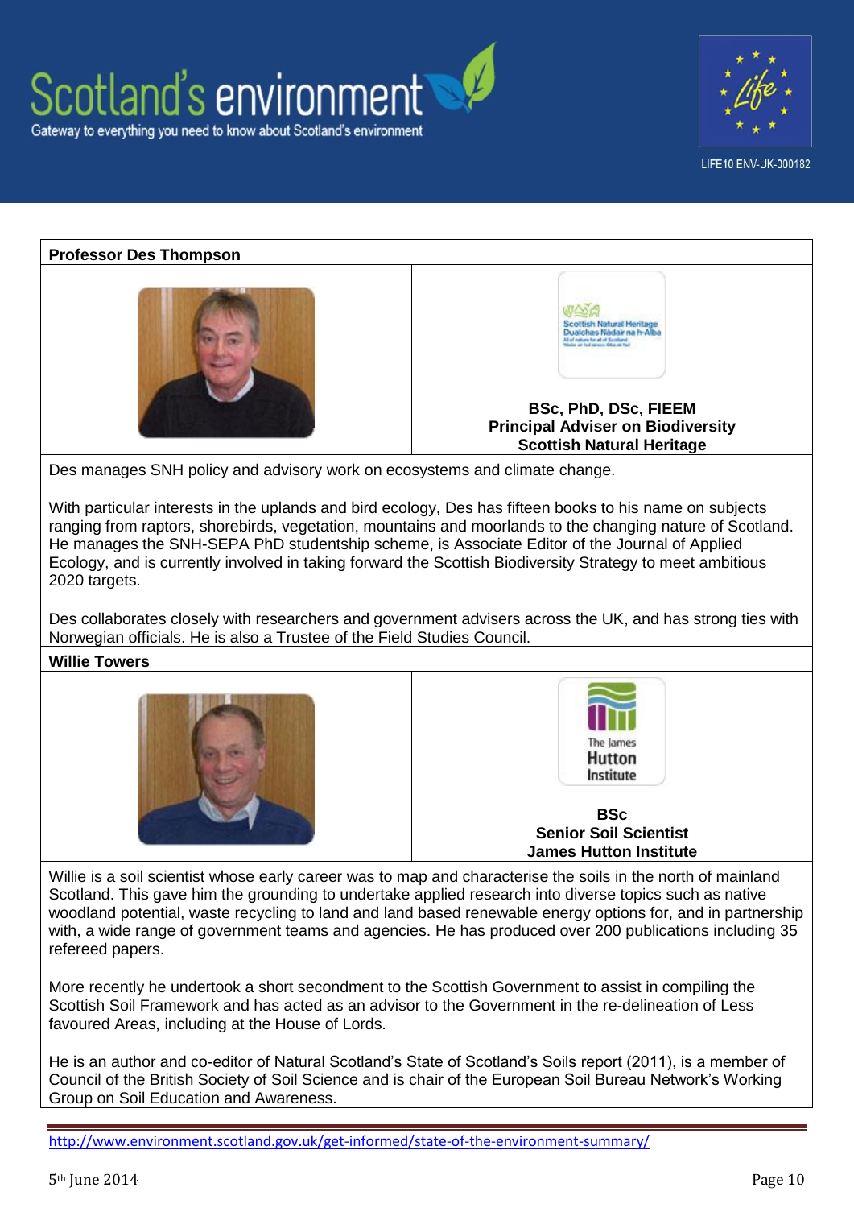**Professor Des Thompson**

**BSc, PhD, DSc, FIEEM**
**Principal Adviser on Biodiversity**
**Scottish Natural Heritage**

Des manages SNH policy and advisory work on ecosystems and climate change.

With particular interests in the uplands and bird ecology, Des has fifteen books to his name on subjects ranging from raptors, shorebirds, vegetation, mountains and moorlands to the changing nature of Scotland. He manages the SNH-SEPA PhD studentship scheme, is Associate Editor of the Journal of Applied Ecology, and is currently involved in taking forward the Scottish Biodiversity Strategy to meet ambitious 2020 targets.

Des collaborates closely with researchers and government advisers across the UK, and has strong ties with Norwegian officials. He is also a Trustee of the Field Studies Council.

**Willie Towers**

**BSc**
**Senior Soil Scientist**
**James Hutton Institute**

Willie is a soil scientist whose early career was to map and characterise the soils in the north of mainland Scotland. This gave him the grounding to undertake applied research into diverse topics such as native woodland potential, waste recycling to land and land based renewable energy options for, and in partnership with, a wide range of government teams and agencies. He has produced over 200 publications including 35 refereed papers.

More recently he undertook a short secondment to the Scottish Government to assist in compiling the Scottish Soil Framework and has acted as an advisor to the Government in the re-delineation of Less favoured Areas, including at the House of Lords.

He is an author and co-editor of Natural Scotland's State of Scotland's Soils report (2011), is a member of Council of the British Society of Soil Science and is chair of the European Soil Bureau Network's Working Group on Soil Education and Awareness.

http://www.environment.scotland.gov.uk/get-informed/state-of-the-environment-summary/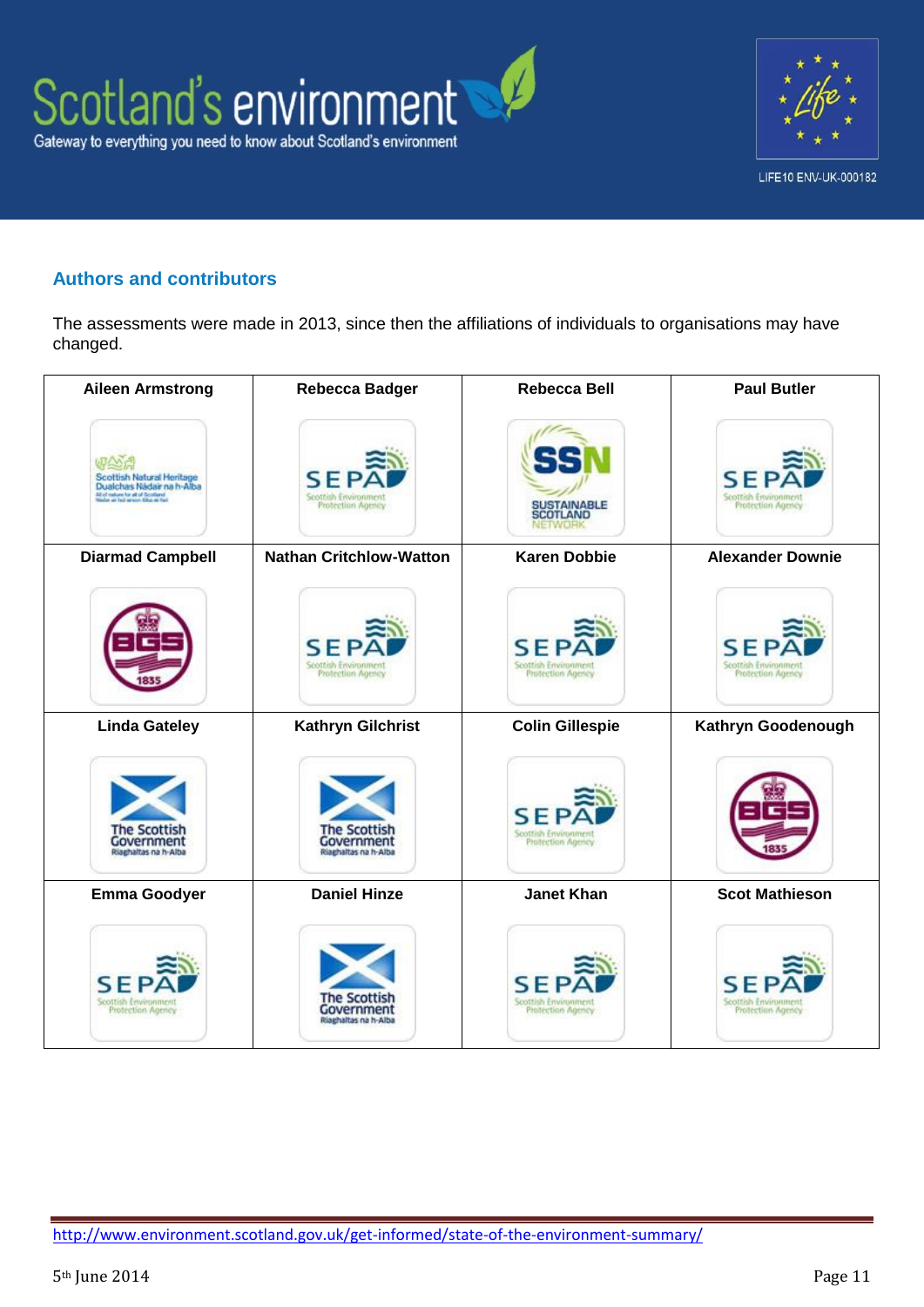## Authors and contributors

The assessments were made in 2013, since then the affiliations of individuals to organisations may have changed.

| Aileen Armstrong | Rebecca Badger | Rebecca Bell | Paul Butler |
|---|---|---|---|
| Scottish Natural Heritage | SEPA | Sustainable Scotland Network | SEPA |
| **Diarmad Campbell** | **Nathan Critchlow-Watton** | **Karen Dobbie** | **Alexander Downie** |
| BGS | SEPA | SEPA | SEPA |
| **Linda Gateley** | **Kathryn Gilchrist** | **Colin Gillespie** | **Kathryn Goodenough** |
| The Scottish Government | The Scottish Government | SEPA | BGS |
| **Emma Goodyer** | **Daniel Hinze** | **Janet Khan** | **Scot Mathieson** |
| SEPA | The Scottish Government | SEPA | SEPA |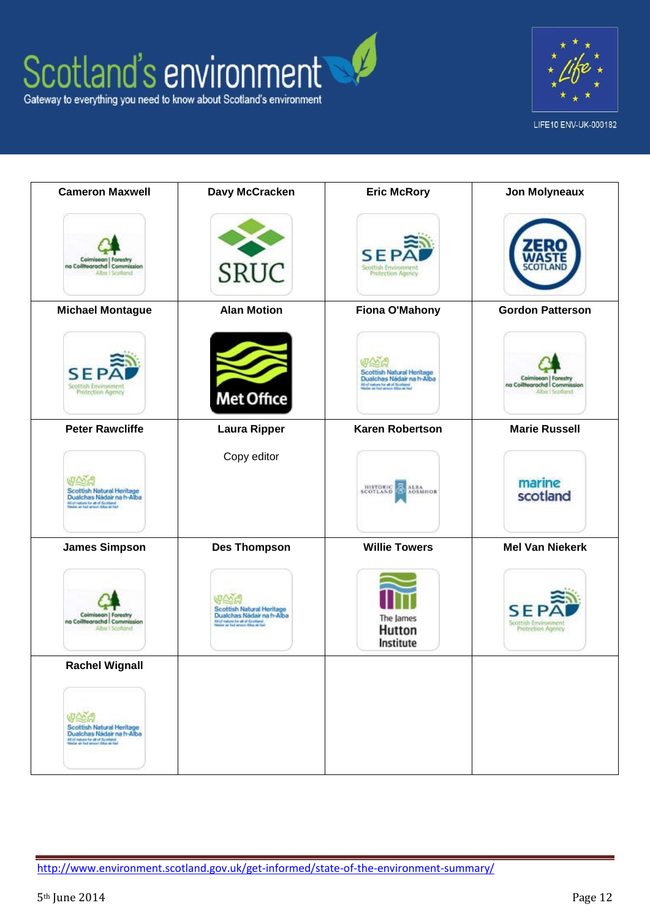| Cameron Maxwell | Davy McCracken | Eric McRory | Jon Molyneaux |
|---|---|---|---|
| Coimisean \| Forestry na Coilltearachd \| Commission Alba \| Scotland | SRUC | SEPA Scottish Environment Protection Agency | ZERO WASTE SCOTLAND |
| **Michael Montague** | **Alan Motion** | **Fiona O'Mahony** | **Gordon Patterson** |
| SEPA Scottish Environment Protection Agency | Met Office | Scottish Natural Heritage Dualchas Nàdair na h-Alba | Coimisean \| Forestry na Coilltearachd \| Commission Alba \| Scotland |
| **Peter Rawcliffe** | **Laura Ripper** | **Karen Robertson** | **Marie Russell** |
| Scottish Natural Heritage Dualchas Nàdair na h-Alba | Copy editor | Historic Scotland Alba Aosmhor | marine scotland |
| **James Simpson** | **Des Thompson** | **Willie Towers** | **Mel Van Niekerk** |
| Coimisean \| Forestry na Coilltearachd \| Commission Alba \| Scotland | Scottish Natural Heritage Dualchas Nàdair na h-Alba | The James Hutton Institute | SEPA Scottish Environment Protection Agency |
| **Rachel Wignall** | | | |
| Scottish Natural Heritage Dualchas Nàdair na h-Alba | | | |

http://www.environment.scotland.gov.uk/get-informed/state-of-the-environment-summary/

5th June 2014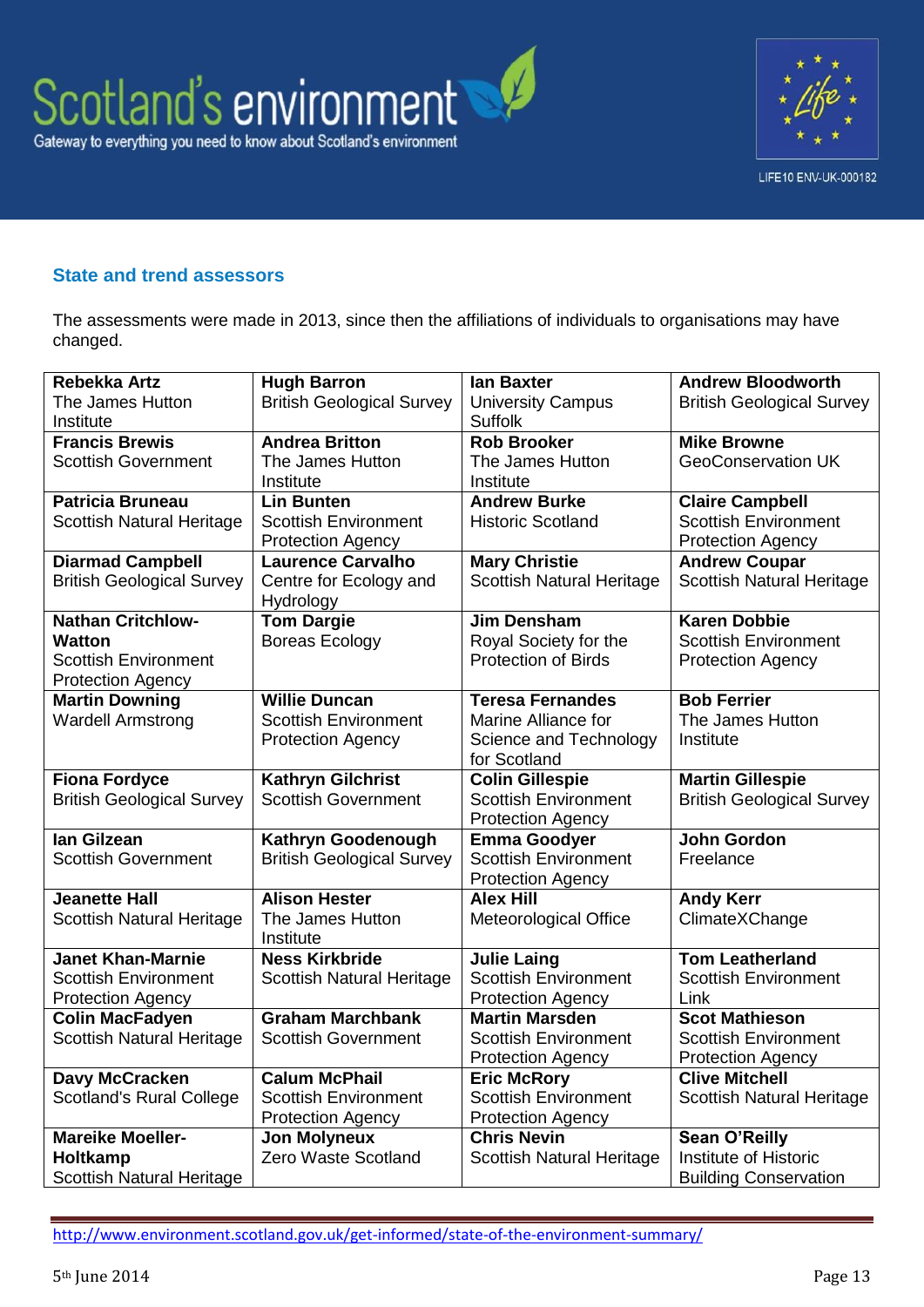## State and trend assessors

The assessments were made in 2013, since then the affiliations of individuals to organisations may have changed.

| | | | |
|---|---|---|---|
| **Rebekka Artz** The James Hutton Institute | **Hugh Barron** British Geological Survey | **Ian Baxter** University Campus Suffolk | **Andrew Bloodworth** British Geological Survey |
| **Francis Brewis** Scottish Government | **Andrea Britton** The James Hutton Institute | **Rob Brooker** The James Hutton Institute | **Mike Browne** GeoConservation UK |
| **Patricia Bruneau** Scottish Natural Heritage | **Lin Bunten** Scottish Environment Protection Agency | **Andrew Burke** Historic Scotland | **Claire Campbell** Scottish Environment Protection Agency |
| **Diarmad Campbell** British Geological Survey | **Laurence Carvalho** Centre for Ecology and Hydrology | **Mary Christie** Scottish Natural Heritage | **Andrew Coupar** Scottish Natural Heritage |
| **Nathan Critchlow-Watton** Scottish Environment Protection Agency | **Tom Dargie** Boreas Ecology | **Jim Densham** Royal Society for the Protection of Birds | **Karen Dobbie** Scottish Environment Protection Agency |
| **Martin Downing** Wardell Armstrong | **Willie Duncan** Scottish Environment Protection Agency | **Teresa Fernandes** Marine Alliance for Science and Technology for Scotland | **Bob Ferrier** The James Hutton Institute |
| **Fiona Fordyce** British Geological Survey | **Kathryn Gilchrist** Scottish Government | **Colin Gillespie** Scottish Environment Protection Agency | **Martin Gillespie** British Geological Survey |
| **Ian Gilzean** Scottish Government | **Kathryn Goodenough** British Geological Survey | **Emma Goodyer** Scottish Environment Protection Agency | **John Gordon** Freelance |
| **Jeanette Hall** Scottish Natural Heritage | **Alison Hester** The James Hutton Institute | **Alex Hill** Meteorological Office | **Andy Kerr** ClimateXChange |
| **Janet Khan-Marnie** Scottish Environment Protection Agency | **Ness Kirkbride** Scottish Natural Heritage | **Julie Laing** Scottish Environment Protection Agency | **Tom Leatherland** Scottish Environment Link |
| **Colin MacFadyen** Scottish Natural Heritage | **Graham Marchbank** Scottish Government | **Martin Marsden** Scottish Environment Protection Agency | **Scot Mathieson** Scottish Environment Protection Agency |
| **Davy McCracken** Scotland's Rural College | **Calum McPhail** Scottish Environment Protection Agency | **Eric McRory** Scottish Environment Protection Agency | **Clive Mitchell** Scottish Natural Heritage |
| **Mareike Moeller-Holtkamp** Scottish Natural Heritage | **Jon Molyneux** Zero Waste Scotland | **Chris Nevin** Scottish Natural Heritage | **Sean O'Reilly** Institute of Historic Building Conservation |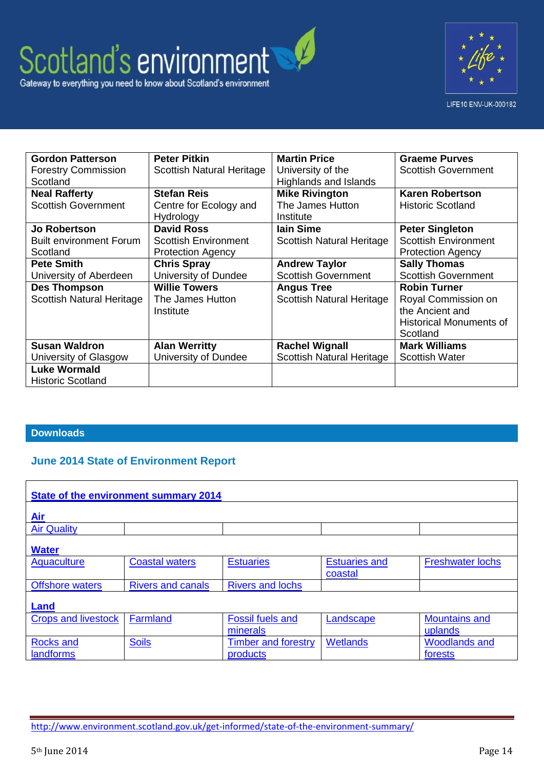| | | | |
|---|---|---|---|
| **Gordon Patterson**<br>Forestry Commission Scotland | **Peter Pitkin**<br>Scottish Natural Heritage | **Martin Price**<br>University of the Highlands and Islands | **Graeme Purves**<br>Scottish Government |
| **Neal Rafferty**<br>Scottish Government | **Stefan Reis**<br>Centre for Ecology and Hydrology | **Mike Rivington**<br>The James Hutton Institute | **Karen Robertson**<br>Historic Scotland |
| **Jo Robertson**<br>Built environment Forum Scotland | **David Ross**<br>Scottish Environment Protection Agency | **Iain Sime**<br>Scottish Natural Heritage | **Peter Singleton**<br>Scottish Environment Protection Agency |
| **Pete Smith**<br>University of Aberdeen | **Chris Spray**<br>University of Dundee | **Andrew Taylor**<br>Scottish Government | **Sally Thomas**<br>Scottish Government |
| **Des Thompson**<br>Scottish Natural Heritage | **Willie Towers**<br>The James Hutton Institute | **Angus Tree**<br>Scottish Natural Heritage | **Robin Turner**<br>Royal Commission on the Ancient and Historical Monuments of Scotland |
| **Susan Waldron**<br>University of Glasgow | **Alan Werritty**<br>University of Dundee | **Rachel Wignall**<br>Scottish Natural Heritage | **Mark Williams**<br>Scottish Water |
| **Luke Wormald**<br>Historic Scotland | | | |

## Downloads

### June 2014 State of Environment Report

| **State of the environment summary 2014** | | | | |
|---|---|---|---|---|
| **Air** | | | | |
| Air Quality | | | | |
| **Water** | | | | |
| Aquaculture | Coastal waters | Estuaries | Estuaries and coastal | Freshwater lochs |
| Offshore waters | Rivers and canals | Rivers and lochs | | |
| **Land** | | | | |
| Crops and livestock | Farmland | Fossil fuels and minerals | Landscape | Mountains and uplands |
| Rocks and landforms | Soils | Timber and forestry products | Wetlands | Woodlands and forests |

http://www.environment.scotland.gov.uk/get-informed/state-of-the-environment-summary/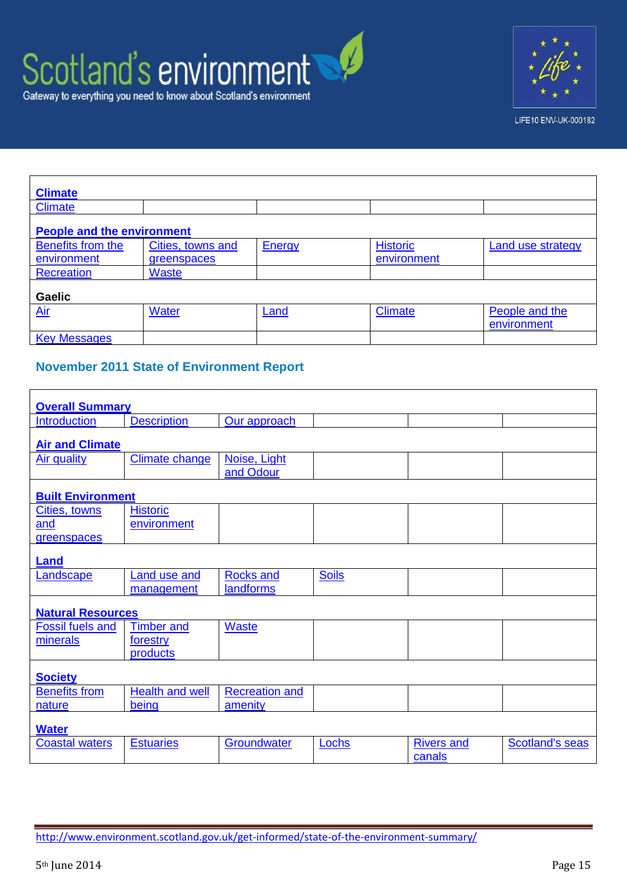Scotland's environment

Gateway to everything you need to know about Scotland's environment

LIFE10 ENV-UK-000182

| **Climate** | | | | |
|---|---|---|---|---|
| Climate | | | | |
| **People and the environment** | | | | |
| Benefits from the environment | Cities, towns and greenspaces | Energy | Historic environment | Land use strategy |
| Recreation | Waste | | | |
| **Gaelic** | | | | |
| Air | Water | Land | Climate | People and the environment |
| Key Messages | | | | |

## November 2011 State of Environment Report

| **Overall Summary** | | | | | |
|---|---|---|---|---|---|
| Introduction | Description | Our approach | | | |
| **Air and Climate** | | | | | |
| Air quality | Climate change | Noise, Light and Odour | | | |
| **Built Environment** | | | | | |
| Cities, towns and greenspaces | Historic environment | | | | |
| **Land** | | | | | |
| Landscape | Land use and management | Rocks and landforms | Soils | | |
| **Natural Resources** | | | | | |
| Fossil fuels and minerals | Timber and forestry products | Waste | | | |
| **Society** | | | | | |
| Benefits from nature | Health and well being | Recreation and amenity | | | |
| **Water** | | | | | |
| Coastal waters | Estuaries | Groundwater | Lochs | Rivers and canals | Scotland's seas |

http://www.environment.scotland.gov.uk/get-informed/state-of-the-environment-summary/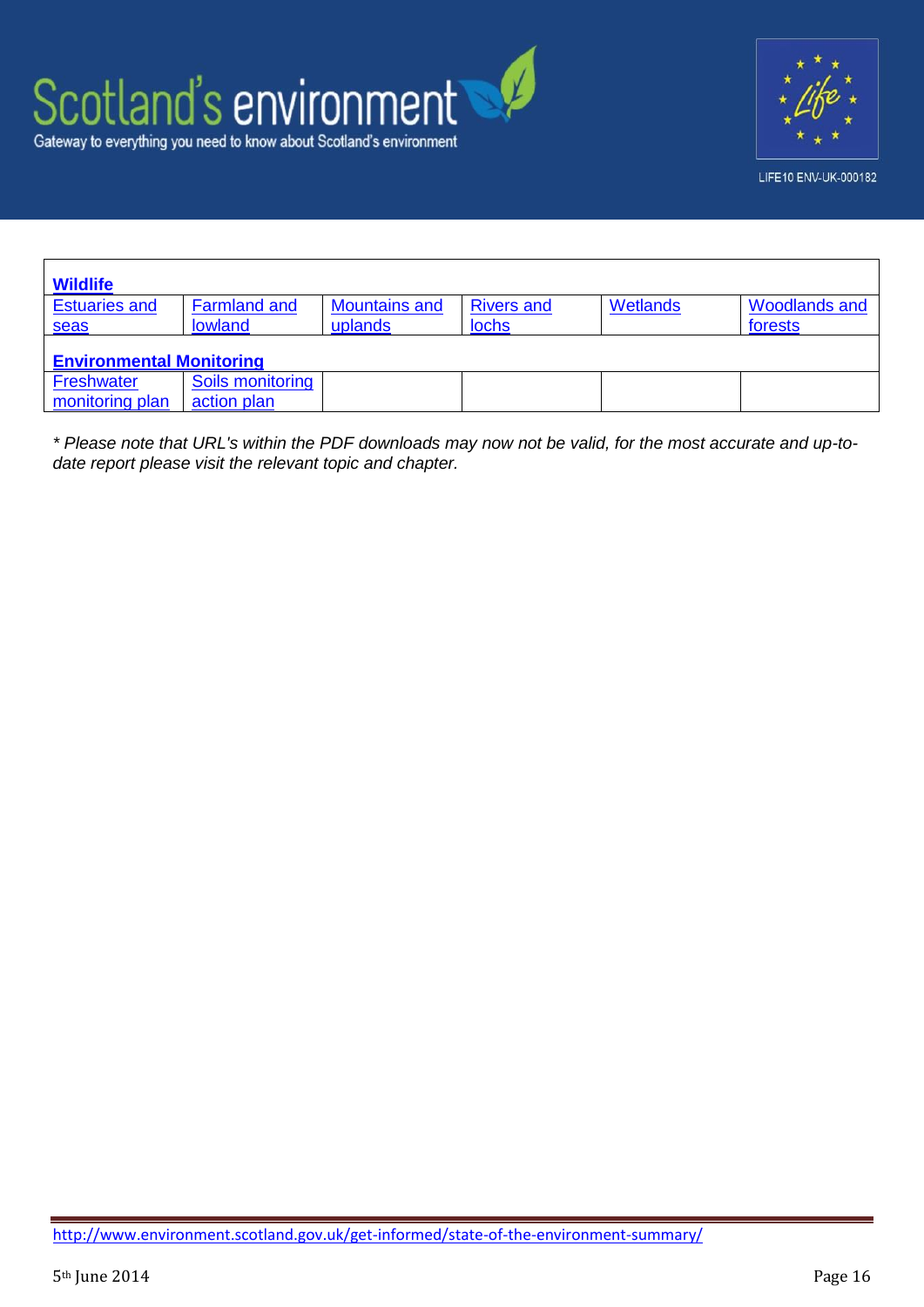| | | | | | |
|---|---|---|---|---|---|
| **Wildlife** | | | | | |
| Estuaries and seas | Farmland and lowland | Mountains and uplands | Rivers and lochs | Wetlands | Woodlands and forests |
| **Environmental Monitoring** | | | | | |
| Freshwater monitoring plan | Soils monitoring action plan | | | | |

*\* Please note that URL's within the PDF downloads may now not be valid, for the most accurate and up-to-date report please visit the relevant topic and chapter.*